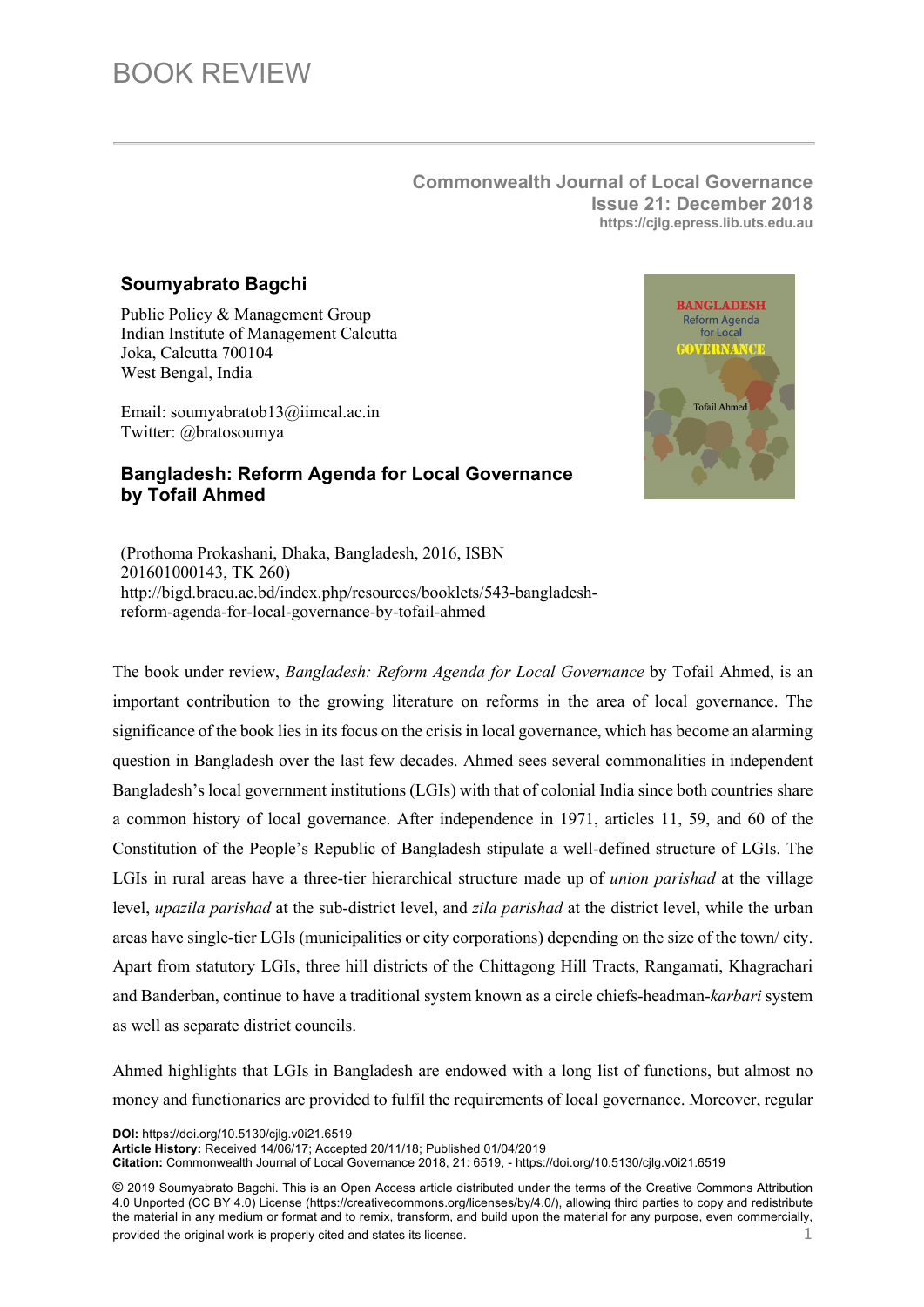# BOOK REVIEW

**Commonwealth Journal of Local Governance**
**Issue 21: December 2018**
**https://cjlg.epress.lib.uts.edu.au**

**Soumyabrato Bagchi**

Public Policy & Management Group
Indian Institute of Management Calcutta
Joka, Calcutta 700104
West Bengal, India

Email: soumyabratob13@iimcal.ac.in
Twitter: @bratosoumya

## Bangladesh: Reform Agenda for Local Governance by Tofail Ahmed

(Prothoma Prokashani, Dhaka, Bangladesh, 2016, ISBN 201601000143, TK 260)
http://bigd.bracu.ac.bd/index.php/resources/booklets/543-bangladesh-reform-agenda-for-local-governance-by-tofail-ahmed

The book under review, *Bangladesh: Reform Agenda for Local Governance* by Tofail Ahmed, is an important contribution to the growing literature on reforms in the area of local governance. The significance of the book lies in its focus on the crisis in local governance, which has become an alarming question in Bangladesh over the last few decades. Ahmed sees several commonalities in independent Bangladesh's local government institutions (LGIs) with that of colonial India since both countries share a common history of local governance. After independence in 1971, articles 11, 59, and 60 of the Constitution of the People's Republic of Bangladesh stipulate a well-defined structure of LGIs. The LGIs in rural areas have a three-tier hierarchical structure made up of *union parishad* at the village level, *upazila parishad* at the sub-district level, and *zila parishad* at the district level, while the urban areas have single-tier LGIs (municipalities or city corporations) depending on the size of the town/ city. Apart from statutory LGIs, three hill districts of the Chittagong Hill Tracts, Rangamati, Khagrachari and Banderban, continue to have a traditional system known as a circle chiefs-headman-*karbari* system as well as separate district councils.

Ahmed highlights that LGIs in Bangladesh are endowed with a long list of functions, but almost no money and functionaries are provided to fulfil the requirements of local governance. Moreover, regular

**DOI:** https://doi.org/10.5130/cjlg.v0i21.6519
**Article History:** Received 14/06/17; Accepted 20/11/18; Published 01/04/2019
**Citation:** Commonwealth Journal of Local Governance 2018, 21: 6519, - https://doi.org/10.5130/cjlg.v0i21.6519

© 2019 Soumyabrato Bagchi. This is an Open Access article distributed under the terms of the Creative Commons Attribution 4.0 Unported (CC BY 4.0) License (https://creativecommons.org/licenses/by/4.0/), allowing third parties to copy and redistribute the material in any medium or format and to remix, transform, and build upon the material for any purpose, even commercially, provided the original work is properly cited and states its license.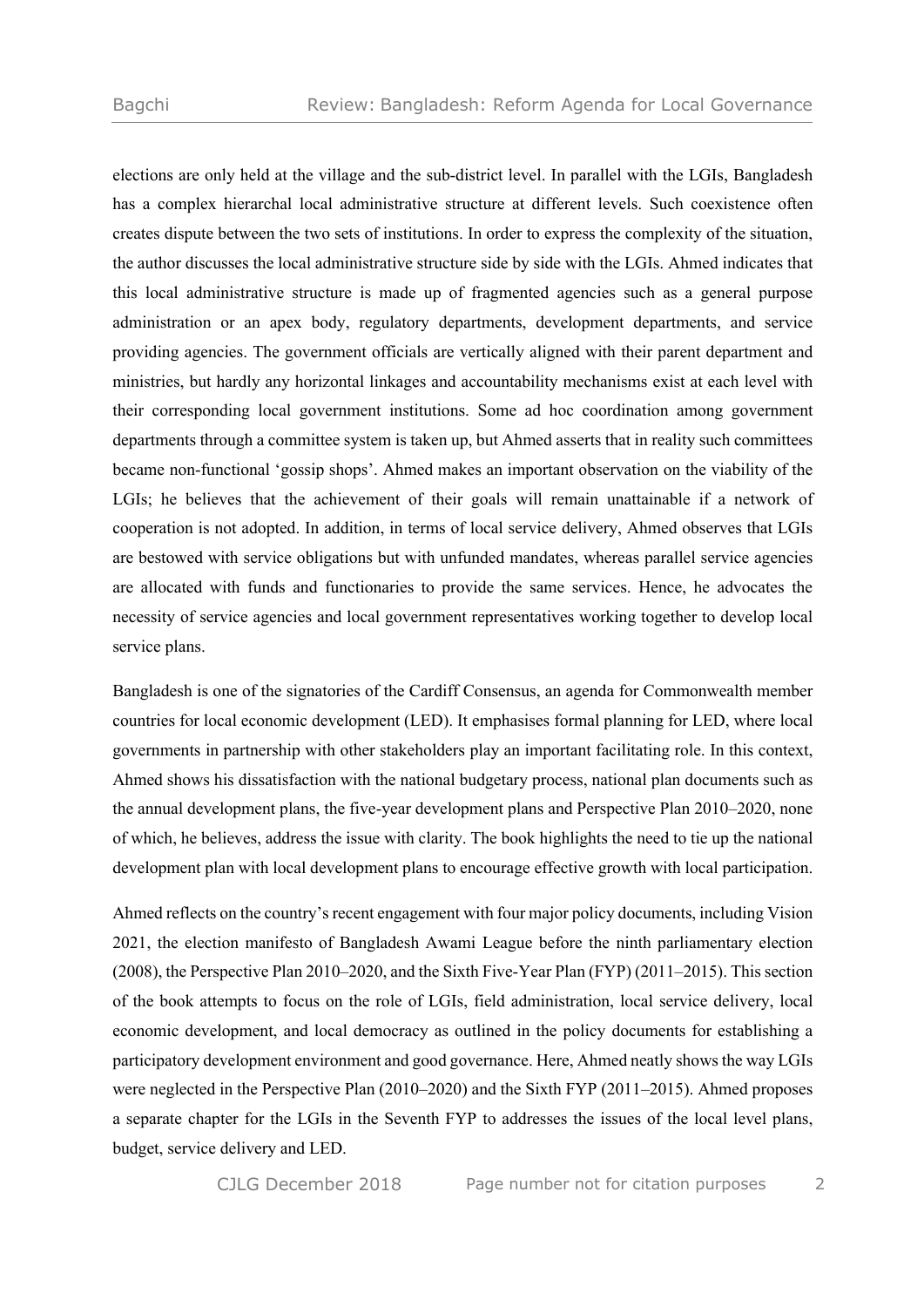elections are only held at the village and the sub-district level. In parallel with the LGIs, Bangladesh has a complex hierarchal local administrative structure at different levels. Such coexistence often creates dispute between the two sets of institutions. In order to express the complexity of the situation, the author discusses the local administrative structure side by side with the LGIs. Ahmed indicates that this local administrative structure is made up of fragmented agencies such as a general purpose administration or an apex body, regulatory departments, development departments, and service providing agencies. The government officials are vertically aligned with their parent department and ministries, but hardly any horizontal linkages and accountability mechanisms exist at each level with their corresponding local government institutions. Some ad hoc coordination among government departments through a committee system is taken up, but Ahmed asserts that in reality such committees became non-functional 'gossip shops'. Ahmed makes an important observation on the viability of the LGIs; he believes that the achievement of their goals will remain unattainable if a network of cooperation is not adopted. In addition, in terms of local service delivery, Ahmed observes that LGIs are bestowed with service obligations but with unfunded mandates, whereas parallel service agencies are allocated with funds and functionaries to provide the same services. Hence, he advocates the necessity of service agencies and local government representatives working together to develop local service plans.

Bangladesh is one of the signatories of the Cardiff Consensus, an agenda for Commonwealth member countries for local economic development (LED). It emphasises formal planning for LED, where local governments in partnership with other stakeholders play an important facilitating role. In this context, Ahmed shows his dissatisfaction with the national budgetary process, national plan documents such as the annual development plans, the five-year development plans and Perspective Plan 2010–2020, none of which, he believes, address the issue with clarity. The book highlights the need to tie up the national development plan with local development plans to encourage effective growth with local participation.

Ahmed reflects on the country's recent engagement with four major policy documents, including Vision 2021, the election manifesto of Bangladesh Awami League before the ninth parliamentary election (2008), the Perspective Plan 2010–2020, and the Sixth Five-Year Plan (FYP) (2011–2015). This section of the book attempts to focus on the role of LGIs, field administration, local service delivery, local economic development, and local democracy as outlined in the policy documents for establishing a participatory development environment and good governance. Here, Ahmed neatly shows the way LGIs were neglected in the Perspective Plan (2010–2020) and the Sixth FYP (2011–2015). Ahmed proposes a separate chapter for the LGIs in the Seventh FYP to addresses the issues of the local level plans, budget, service delivery and LED.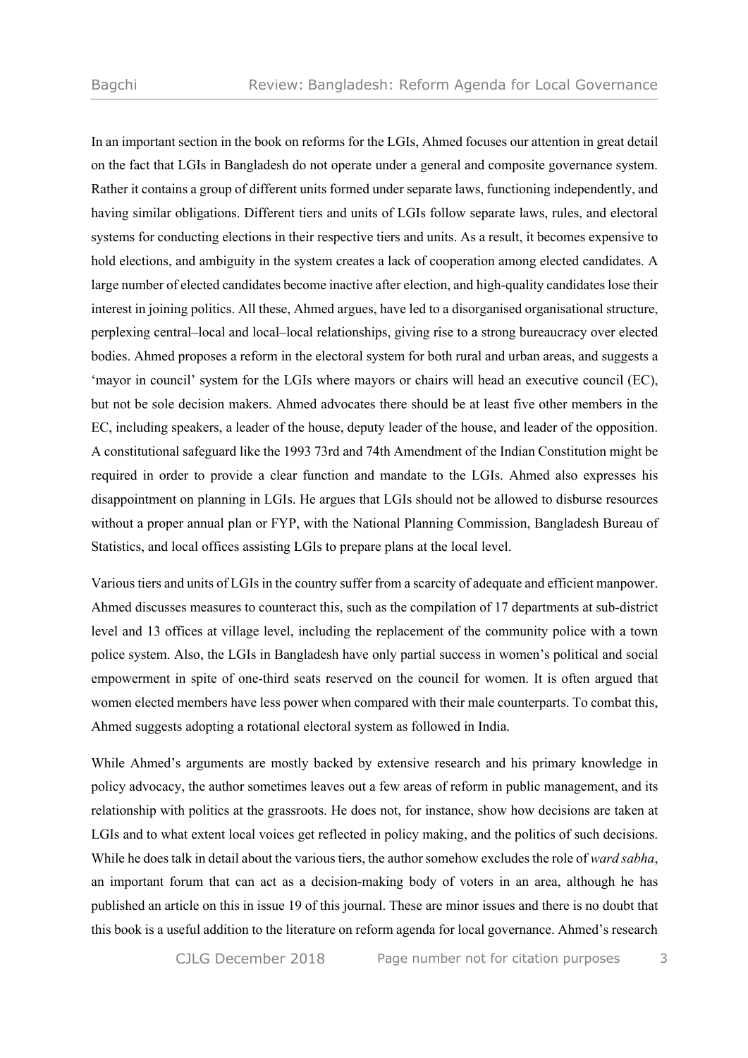In an important section in the book on reforms for the LGIs, Ahmed focuses our attention in great detail on the fact that LGIs in Bangladesh do not operate under a general and composite governance system. Rather it contains a group of different units formed under separate laws, functioning independently, and having similar obligations. Different tiers and units of LGIs follow separate laws, rules, and electoral systems for conducting elections in their respective tiers and units. As a result, it becomes expensive to hold elections, and ambiguity in the system creates a lack of cooperation among elected candidates. A large number of elected candidates become inactive after election, and high-quality candidates lose their interest in joining politics. All these, Ahmed argues, have led to a disorganised organisational structure, perplexing central–local and local–local relationships, giving rise to a strong bureaucracy over elected bodies. Ahmed proposes a reform in the electoral system for both rural and urban areas, and suggests a 'mayor in council' system for the LGIs where mayors or chairs will head an executive council (EC), but not be sole decision makers. Ahmed advocates there should be at least five other members in the EC, including speakers, a leader of the house, deputy leader of the house, and leader of the opposition. A constitutional safeguard like the 1993 73rd and 74th Amendment of the Indian Constitution might be required in order to provide a clear function and mandate to the LGIs. Ahmed also expresses his disappointment on planning in LGIs. He argues that LGIs should not be allowed to disburse resources without a proper annual plan or FYP, with the National Planning Commission, Bangladesh Bureau of Statistics, and local offices assisting LGIs to prepare plans at the local level.

Various tiers and units of LGIs in the country suffer from a scarcity of adequate and efficient manpower. Ahmed discusses measures to counteract this, such as the compilation of 17 departments at sub-district level and 13 offices at village level, including the replacement of the community police with a town police system. Also, the LGIs in Bangladesh have only partial success in women's political and social empowerment in spite of one-third seats reserved on the council for women. It is often argued that women elected members have less power when compared with their male counterparts. To combat this, Ahmed suggests adopting a rotational electoral system as followed in India.

While Ahmed's arguments are mostly backed by extensive research and his primary knowledge in policy advocacy, the author sometimes leaves out a few areas of reform in public management, and its relationship with politics at the grassroots. He does not, for instance, show how decisions are taken at LGIs and to what extent local voices get reflected in policy making, and the politics of such decisions. While he does talk in detail about the various tiers, the author somehow excludes the role of *ward sabha*, an important forum that can act as a decision-making body of voters in an area, although he has published an article on this in issue 19 of this journal. These are minor issues and there is no doubt that this book is a useful addition to the literature on reform agenda for local governance. Ahmed's research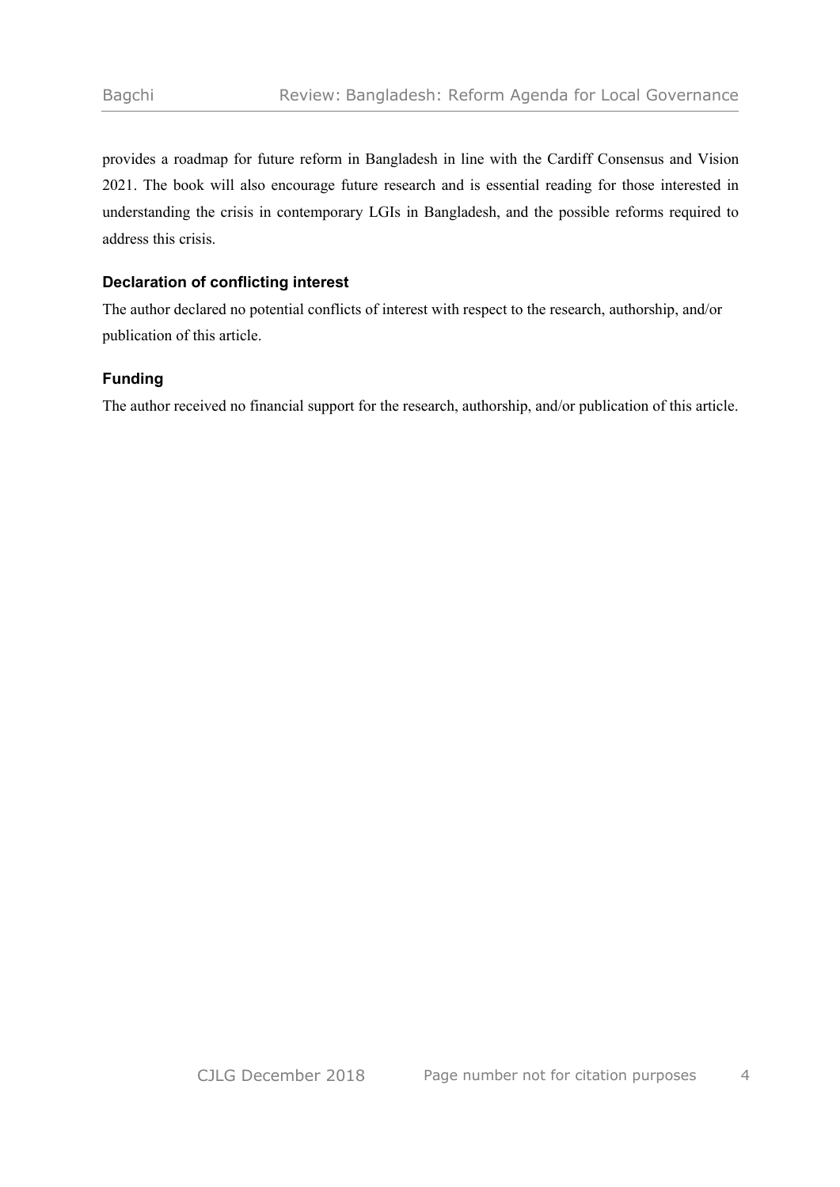provides a roadmap for future reform in Bangladesh in line with the Cardiff Consensus and Vision 2021. The book will also encourage future research and is essential reading for those interested in understanding the crisis in contemporary LGIs in Bangladesh, and the possible reforms required to address this crisis.

### Declaration of conflicting interest

The author declared no potential conflicts of interest with respect to the research, authorship, and/or publication of this article.

### Funding

The author received no financial support for the research, authorship, and/or publication of this article.